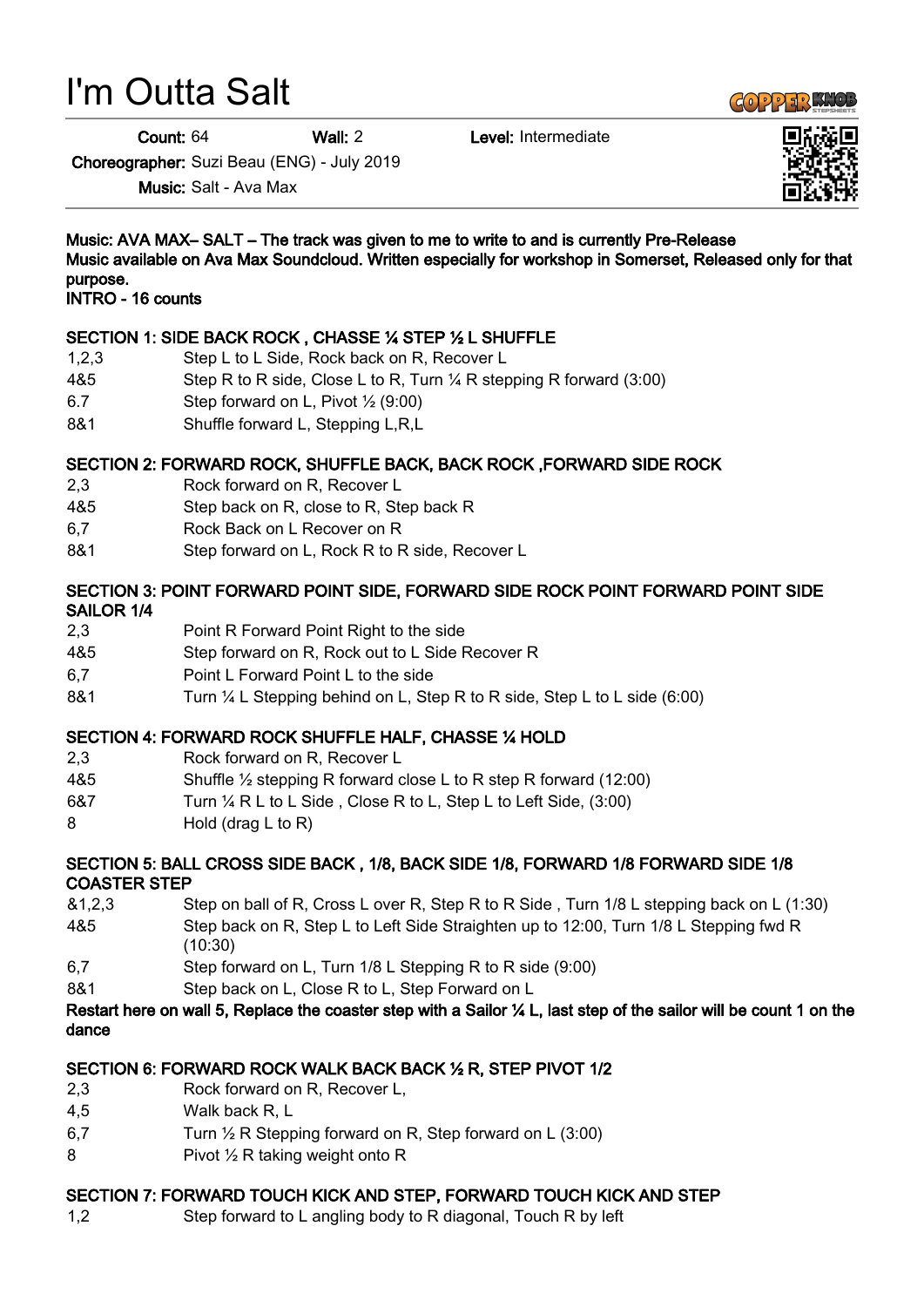# I'm Outta Salt

**Count:** 64 **Wall:** 2 **Level:** Intermediate

**Choreographer:** Suzi Beau (ENG) - July 2019

**Music:** Salt - Ava Max

**Music: AVA MAX– SALT – The track was given to me to write to and is currently Pre-Release**
**Music available on Ava Max Soundcloud. Written especially for workshop in Somerset, Released only for that purpose.**
**INTRO - 16 counts**

**SECTION 1: SIDE BACK ROCK , CHASSE ¼ STEP ½ L SHUFFLE**

| | |
|---|---|
| 1,2,3 | Step L to L Side, Rock back on R, Recover L |
| 4&5 | Step R to R side, Close L to R, Turn ¼ R stepping R forward (3:00) |
| 6.7 | Step forward on L, Pivot ½ (9:00) |
| 8&1 | Shuffle forward L, Stepping L,R,L |

**SECTION 2: FORWARD ROCK, SHUFFLE BACK, BACK ROCK ,FORWARD SIDE ROCK**

| | |
|---|---|
| 2,3 | Rock forward on R, Recover L |
| 4&5 | Step back on R, close to R, Step back R |
| 6,7 | Rock Back on L Recover on R |
| 8&1 | Step forward on L, Rock R to R side, Recover L |

**SECTION 3: POINT FORWARD POINT SIDE, FORWARD SIDE ROCK POINT FORWARD POINT SIDE SAILOR 1/4**

| | |
|---|---|
| 2,3 | Point R Forward Point Right to the side |
| 4&5 | Step forward on R, Rock out to L Side Recover R |
| 6,7 | Point L Forward Point L to the side |
| 8&1 | Turn ¼ L Stepping behind on L, Step R to R side, Step L to L side (6:00) |

**SECTION 4: FORWARD ROCK SHUFFLE HALF, CHASSE ¼ HOLD**

| | |
|---|---|
| 2,3 | Rock forward on R, Recover L |
| 4&5 | Shuffle ½ stepping R forward close L to R step R forward (12:00) |
| 6&7 | Turn ¼ R L to L Side , Close R to L, Step L to Left Side, (3:00) |
| 8 | Hold (drag L to R) |

**SECTION 5: BALL CROSS SIDE BACK , 1/8, BACK SIDE 1/8, FORWARD 1/8 FORWARD SIDE 1/8 COASTER STEP**

| | |
|---|---|
| &1,2,3 | Step on ball of R, Cross L over R, Step R to R Side , Turn 1/8 L stepping back on L (1:30) |
| 4&5 | Step back on R, Step L to Left Side Straighten up to 12:00, Turn 1/8 L Stepping fwd R (10:30) |
| 6,7 | Step forward on L, Turn 1/8 L Stepping R to R side (9:00) |
| 8&1 | Step back on L, Close R to L, Step Forward on L |

**Restart here on wall 5, Replace the coaster step with a Sailor ¼ L, last step of the sailor will be count 1 on the dance**

**SECTION 6: FORWARD ROCK WALK BACK BACK ½ R, STEP PIVOT 1/2**

| | |
|---|---|
| 2,3 | Rock forward on R, Recover L, |
| 4,5 | Walk back R, L |
| 6,7 | Turn ½ R Stepping forward on R, Step forward on L (3:00) |
| 8 | Pivot ½ R taking weight onto R |

**SECTION 7: FORWARD TOUCH KICK AND STEP, FORWARD TOUCH KICK AND STEP**

| | |
|---|---|
| 1,2 | Step forward to L angling body to R diagonal, Touch R by left |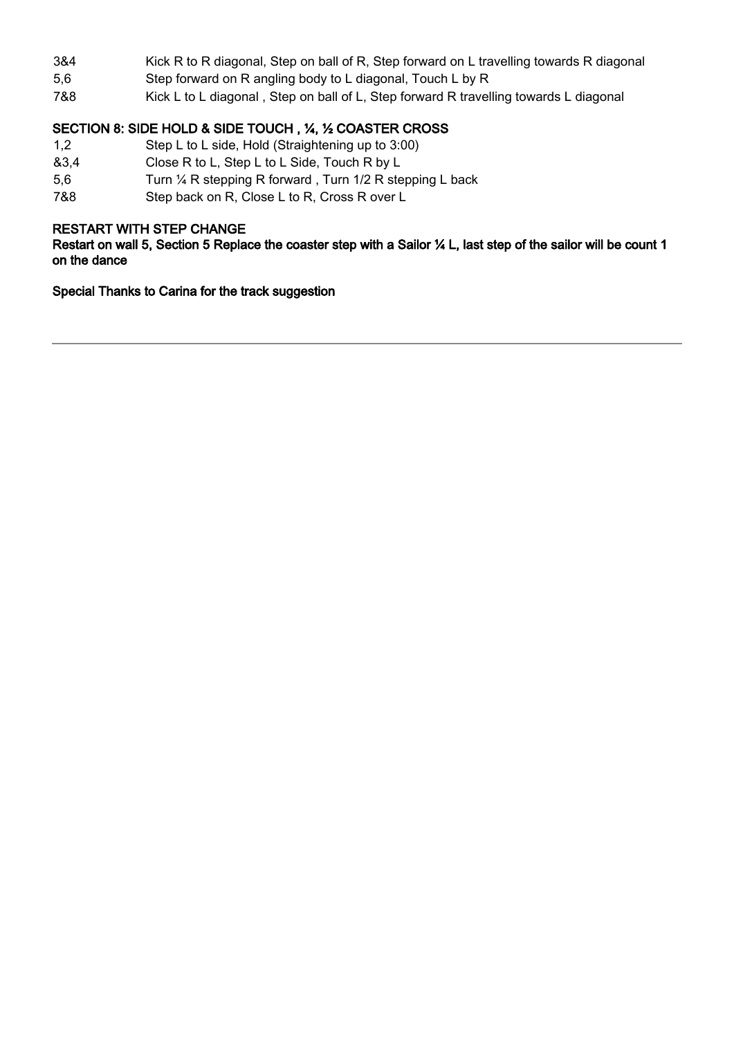| | |
|---|---|
| 3&4 | Kick R to R diagonal, Step on ball of R, Step forward on L travelling towards R diagonal |
| 5,6 | Step forward on R angling body to L diagonal, Touch L by R |
| 7&8 | Kick L to L diagonal , Step on ball of L, Step forward R travelling towards L diagonal |

### SECTION 8: SIDE HOLD & SIDE TOUCH , ¼, ½ COASTER CROSS

| | |
|---|---|
| 1,2 | Step L to L side, Hold (Straightening up to 3:00) |
| &3,4 | Close R to L, Step L to L Side, Touch R by L |
| 5,6 | Turn ¼ R stepping R forward , Turn 1/2 R stepping L back |
| 7&8 | Step back on R, Close L to R, Cross R over L |

### RESTART WITH STEP CHANGE

**Restart on wall 5, Section 5 Replace the coaster step with a Sailor ¼ L, last step of the sailor will be count 1 on the dance**

**Special Thanks to Carina for the track suggestion**